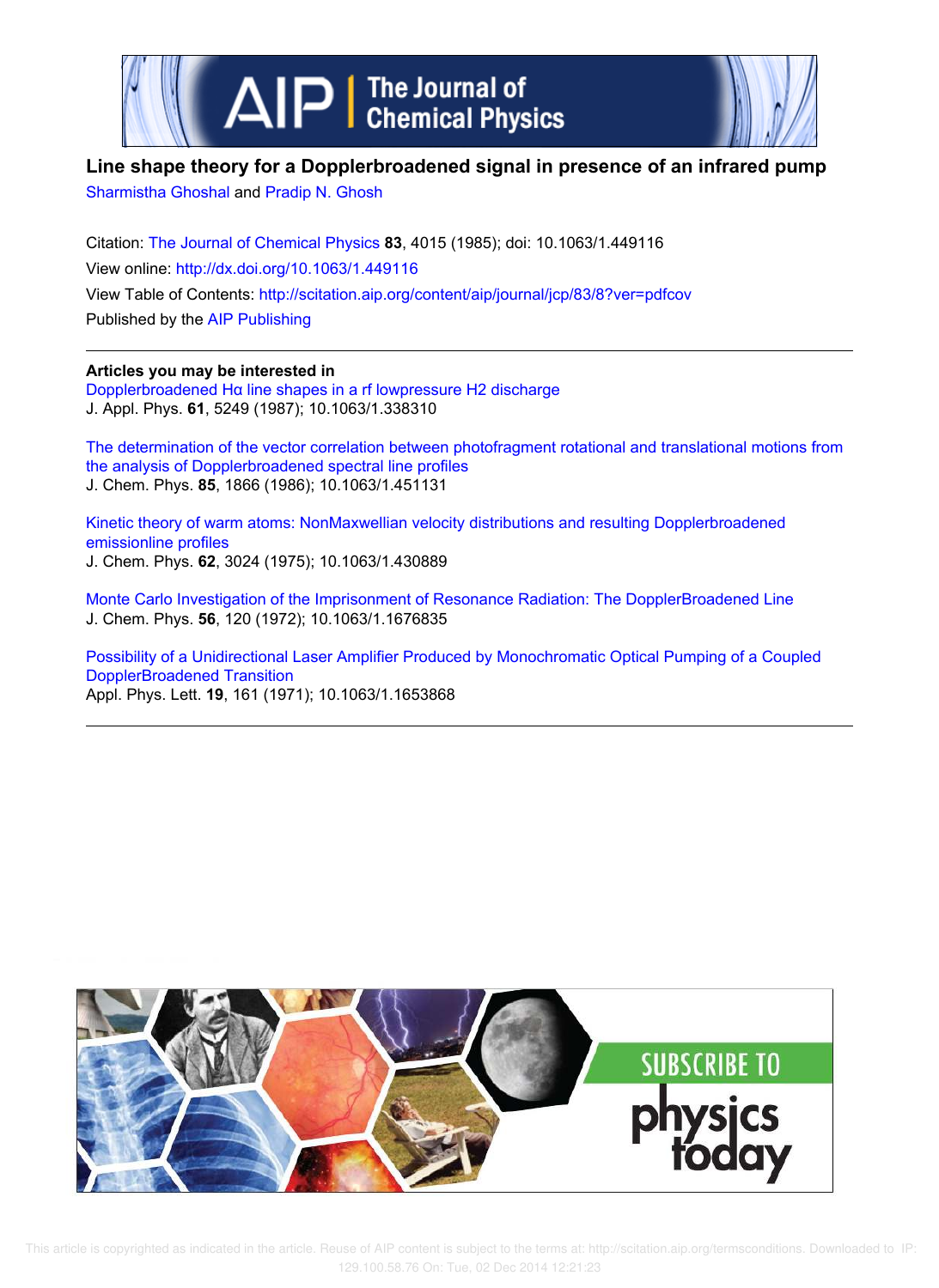# Line shape theory for a Dopplerbroadened signal in presence of an infrared pump

Sharmistha Ghoshal and Pradip N. Ghosh

Citation: The Journal of Chemical Physics **83**, 4015 (1985); doi: 10.1063/1.449116

View online: http://dx.doi.org/10.1063/1.449116

View Table of Contents: http://scitation.aip.org/content/aip/journal/jcp/83/8?ver=pdfcov

Published by the AIP Publishing

---

**Articles you may be interested in**

Dopplerbroadened Hα line shapes in a rf lowpressure H2 discharge
J. Appl. Phys. **61**, 5249 (1987); 10.1063/1.338310

The determination of the vector correlation between photofragment rotational and translational motions from the analysis of Dopplerbroadened spectral line profiles
J. Chem. Phys. **85**, 1866 (1986); 10.1063/1.451131

Kinetic theory of warm atoms: NonMaxwellian velocity distributions and resulting Dopplerbroadened emissionline profiles
J. Chem. Phys. **62**, 3024 (1975); 10.1063/1.430889

Monte Carlo Investigation of the Imprisonment of Resonance Radiation: The DopplerBroadened Line
J. Chem. Phys. **56**, 120 (1972); 10.1063/1.1676835

Possibility of a Unidirectional Laser Amplifier Produced by Monochromatic Optical Pumping of a Coupled DopplerBroadened Transition
Appl. Phys. Lett. **19**, 161 (1971); 10.1063/1.1653868

---

This article is copyrighted as indicated in the article. Reuse of AIP content is subject to the terms at: http://scitation.aip.org/termsconditions. Downloaded to IP: 129.100.58.76 On: Tue, 02 Dec 2014 12:21:23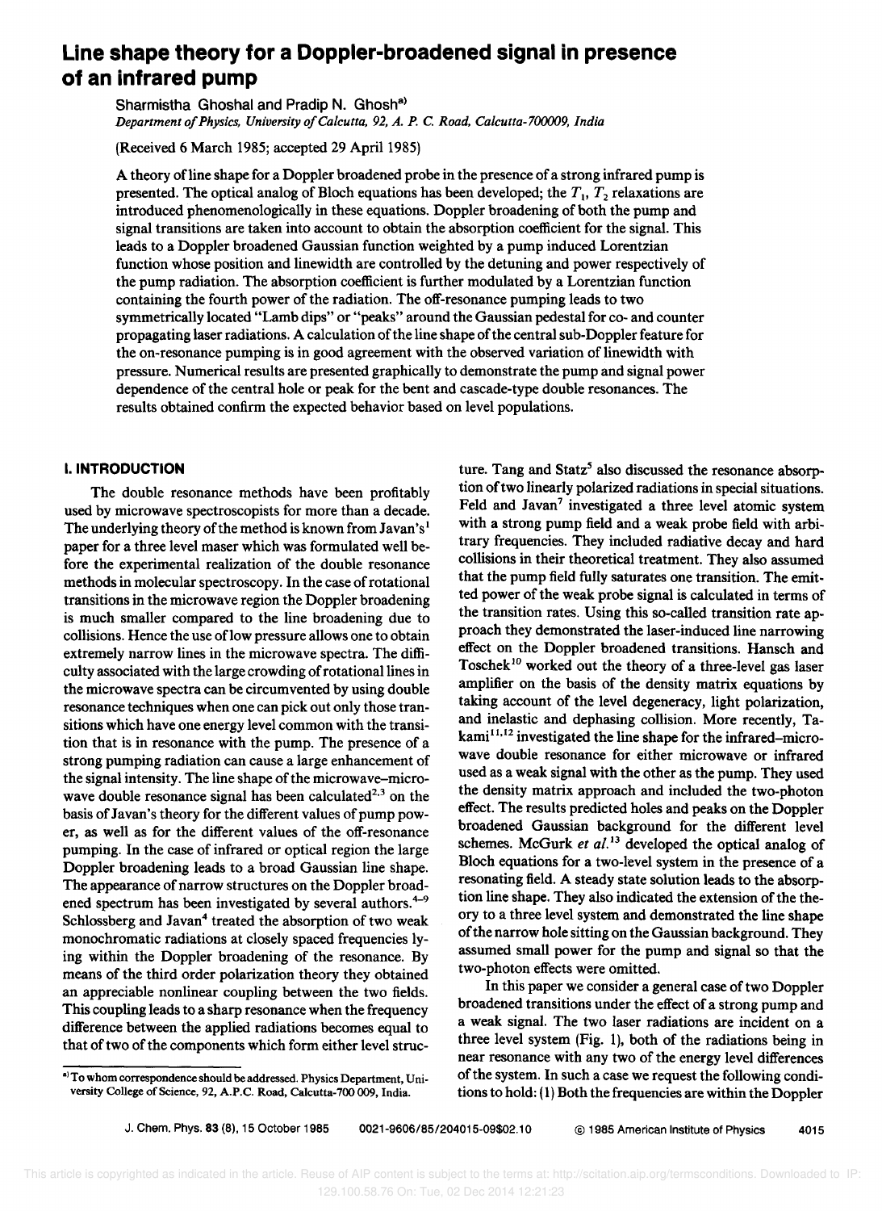# Line shape theory for a Doppler-broadened signal in presence of an infrared pump

Sharmistha Ghoshal and Pradip N. Ghosh[a)]

*Department of Physics, University of Calcutta, 92, A. P. C. Road, Calcutta-700009, India*

(Received 6 March 1985; accepted 29 April 1985)

A theory of line shape for a Doppler broadened probe in the presence of a strong infrared pump is presented. The optical analog of Bloch equations has been developed; the $T_1$, $T_2$ relaxations are introduced phenomenologically in these equations. Doppler broadening of both the pump and signal transitions are taken into account to obtain the absorption coefficient for the signal. This leads to a Doppler broadened Gaussian function weighted by a pump induced Lorentzian function whose position and linewidth are controlled by the detuning and power respectively of the pump radiation. The absorption coefficient is further modulated by a Lorentzian function containing the fourth power of the radiation. The off-resonance pumping leads to two symmetrically located "Lamb dips" or "peaks" around the Gaussian pedestal for co- and counter propagating laser radiations. A calculation of the line shape of the central sub-Doppler feature for the on-resonance pumping is in good agreement with the observed variation of linewidth with pressure. Numerical results are presented graphically to demonstrate the pump and signal power dependence of the central hole or peak for the bent and cascade-type double resonances. The results obtained confirm the expected behavior based on level populations.

## I. INTRODUCTION

The double resonance methods have been profitably used by microwave spectroscopists for more than a decade. The underlying theory of the method is known from Javan's[1] paper for a three level maser which was formulated well before the experimental realization of the double resonance methods in molecular spectroscopy. In the case of rotational transitions in the microwave region the Doppler broadening is much smaller compared to the line broadening due to collisions. Hence the use of low pressure allows one to obtain extremely narrow lines in the microwave spectra. The difficulty associated with the large crowding of rotational lines in the microwave spectra can be circumvented by using double resonance techniques when one can pick out only those transitions which have one energy level common with the transition that is in resonance with the pump. The presence of a strong pumping radiation can cause a large enhancement of the signal intensity. The line shape of the microwave–microwave double resonance signal has been calculated[2,3] on the basis of Javan's theory for the different values of pump power, as well as for the different values of the off-resonance pumping. In the case of infrared or optical region the large Doppler broadening leads to a broad Gaussian line shape. The appearance of narrow structures on the Doppler broadened spectrum has been investigated by several authors.[4–9] Schlossberg and Javan[4] treated the absorption of two weak monochromatic radiations at closely spaced frequencies lying within the Doppler broadening of the resonance. By means of the third order polarization theory they obtained an appreciable nonlinear coupling between the two fields. This coupling leads to a sharp resonance when the frequency difference between the applied radiations becomes equal to that of two of the components which form either level structure. Tang and Statz[5] also discussed the resonance absorption of two linearly polarized radiations in special situations. Feld and Javan[7] investigated a three level atomic system with a strong pump field and a weak probe field with arbitrary frequencies. They included radiative decay and hard collisions in their theoretical treatment. They also assumed that the pump field fully saturates one transition. The emitted power of the weak probe signal is calculated in terms of the transition rates. Using this so-called transition rate approach they demonstrated the laser-induced line narrowing effect on the Doppler broadened transitions. Hansch and Toschek[10] worked out the theory of a three-level gas laser amplifier on the basis of the density matrix equations by taking account of the level degeneracy, light polarization, and inelastic and dephasing collision. More recently, Takami[11,12] investigated the line shape for the infrared–microwave double resonance for either microwave or infrared used as a weak signal with the other as the pump. They used the density matrix approach and included the two-photon effect. The results predicted holes and peaks on the Doppler broadened Gaussian background for the different level schemes. McGurk *et al.*[13] developed the optical analog of Bloch equations for a two-level system in the presence of a resonating field. A steady state solution leads to the absorption line shape. They also indicated the extension of the theory to a three level system and demonstrated the line shape of the narrow hole sitting on the Gaussian background. They assumed small power for the pump and signal so that the two-photon effects were omitted.

In this paper we consider a general case of two Doppler broadened transitions under the effect of a strong pump and a weak signal. The two laser radiations are incident on a three level system (Fig. 1), both of the radiations being in near resonance with any two of the energy level differences of the system. In such a case we request the following conditions to hold: (1) Both the frequencies are within the Doppler

[a)] To whom correspondence should be addressed. Physics Department, University College of Science, 92, A.P.C. Road, Calcutta-700 009, India.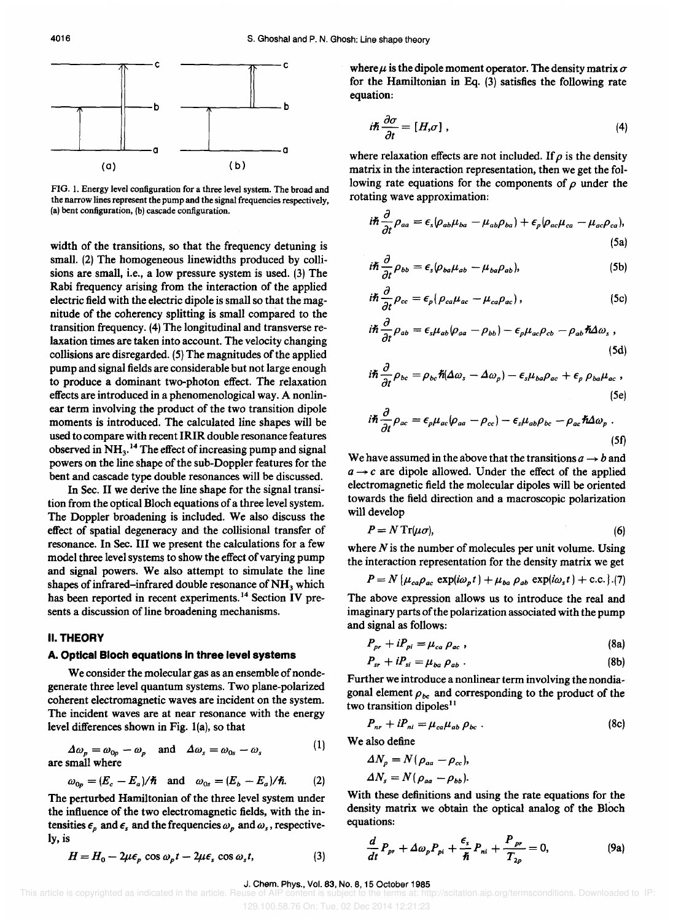FIG. 1. Energy level configuration for a three level system. The broad and the narrow lines represent the pump and the signal frequencies respectively, (a) bent configuration, (b) cascade configuration.

width of the transitions, so that the frequency detuning is small. (2) The homogeneous linewidths produced by collisions are small, i.e., a low pressure system is used. (3) The Rabi frequency arising from the interaction of the applied electric field with the electric dipole is small so that the magnitude of the coherency splitting is small compared to the transition frequency. (4) The longitudinal and transverse relaxation times are taken into account. The velocity changing collisions are disregarded. (5) The magnitudes of the applied pump and signal fields are considerable but not large enough to produce a dominant two-photon effect. The relaxation effects are introduced in a phenomenological way. A nonlinear term involving the product of the two transition dipole moments is introduced. The calculated line shapes will be used to compare with recent IRIR double resonance features observed in $NH_3$.[14] The effect of increasing pump and signal powers on the line shape of the sub-Doppler features for the bent and cascade type double resonances will be discussed.

In Sec. II we derive the line shape for the signal transition from the optical Bloch equations of a three level system. The Doppler broadening is included. We also discuss the effect of spatial degeneracy and the collisional transfer of resonance. In Sec. III we present the calculations for a few model three level systems to show the effect of varying pump and signal powers. We also attempt to simulate the line shapes of infrared–infrared double resonance of $NH_3$ which has been reported in recent experiments.[14] Section IV presents a discussion of line broadening mechanisms.

## II. THEORY

### A. Optical Bloch equations in three level systems

We consider the molecular gas as an ensemble of nondegenerate three level quantum systems. Two plane-polarized coherent electromagnetic waves are incident on the system. The incident waves are at near resonance with the energy level differences shown in Fig. 1(a), so that

$$\Delta\omega_p = \omega_{0p} - \omega_p \quad \text{and} \quad \Delta\omega_s = \omega_{0s} - \omega_s \tag{1}$$

are small where

$$\omega_{0p} = (E_c - E_a)/\hbar \quad \text{and} \quad \omega_{0s} = (E_b - E_a)/\hbar. \tag{2}$$

The perturbed Hamiltonian of the three level system under the influence of the two electromagnetic fields, with the intensities $\epsilon_p$ and $\epsilon_s$ and the frequencies $\omega_p$ and $\omega_s$, respectively, is

$$H = H_0 - 2\mu\epsilon_p \cos\omega_p t - 2\mu\epsilon_s \cos\omega_s t, \tag{3}$$

where $\mu$ is the dipole moment operator. The density matrix $\sigma$ for the Hamiltonian in Eq. (3) satisfies the following rate equation:

$$i\hbar\frac{\partial\sigma}{\partial t} = [H,\sigma], \tag{4}$$

where relaxation effects are not included. If $\rho$ is the density matrix in the interaction representation, then we get the following rate equations for the components of $\rho$ under the rotating wave approximation:

$$i\hbar\frac{\partial}{\partial t}\rho_{aa} = \epsilon_s(\rho_{ab}\mu_{ba} - \mu_{ab}\rho_{ba}) + \epsilon_p(\rho_{ac}\mu_{ca} - \mu_{ac}\rho_{ca}), \tag{5a}$$

$$i\hbar\frac{\partial}{\partial t}\rho_{bb} = \epsilon_s(\rho_{ba}\mu_{ab} - \mu_{ba}\rho_{ab}), \tag{5b}$$

$$i\hbar\frac{\partial}{\partial t}\rho_{cc} = \epsilon_p(\rho_{ca}\mu_{ac} - \mu_{ca}\rho_{ac}), \tag{5c}$$

$$i\hbar\frac{\partial}{\partial t}\rho_{ab} = \epsilon_s\mu_{ab}(\rho_{aa} - \rho_{bb}) - \epsilon_p\mu_{ac}\rho_{cb} - \rho_{ab}\hbar\Delta\omega_s, \tag{5d}$$

$$i\hbar\frac{\partial}{\partial t}\rho_{bc} = \rho_{bc}\hbar(\Delta\omega_s - \Delta\omega_p) - \epsilon_s\mu_{ba}\rho_{ac} + \epsilon_p\rho_{ba}\mu_{ac}, \tag{5e}$$

$$i\hbar\frac{\partial}{\partial t}\rho_{ac} = \epsilon_p\mu_{ac}(\rho_{aa} - \rho_{cc}) - \epsilon_s\mu_{ab}\rho_{bc} - \rho_{ac}\hbar\Delta\omega_p. \tag{5f}$$

We have assumed in the above that the transitions $a \rightarrow b$ and $a \rightarrow c$ are dipole allowed. Under the effect of the applied electromagnetic field the molecular dipoles will be oriented towards the field direction and a macroscopic polarization will develop

$$P = N\,\mathrm{Tr}(\mu\sigma), \tag{6}$$

where $N$ is the number of molecules per unit volume. Using the interaction representation for the density matrix we get

$$P = N\{\mu_{ca}\rho_{ac}\exp(i\omega_p t) + \mu_{ba}\rho_{ab}\exp(i\omega_s t) + \text{c.c.}\}. \tag{7}$$

The above expression allows us to introduce the real and imaginary parts of the polarization associated with the pump and signal as follows:

$$P_{pr} + iP_{pi} = \mu_{ca}\rho_{ac}, \tag{8a}$$

$$P_{sr} + iP_{si} = \mu_{ba}\rho_{ab}. \tag{8b}$$

Further we introduce a nonlinear term involving the nondiagonal element $\rho_{bc}$ and corresponding to the product of the two transition dipoles[11]

$$P_{nr} + iP_{ni} = \mu_{ca}\mu_{ab}\rho_{bc}. \tag{8c}$$

We also define

$$\Delta N_p = N(\rho_{aa} - \rho_{cc}),$$

$$\Delta N_s = N(\rho_{aa} - \rho_{bb}).$$

With these definitions and using the rate equations for the density matrix we obtain the optical analog of the Bloch equations:

$$\frac{d}{dt}P_{pr} + \Delta\omega_p P_{pi} + \frac{\epsilon_s}{\hbar}P_{ni} + \frac{P_{pr}}{T_{2p}} = 0, \tag{9a}$$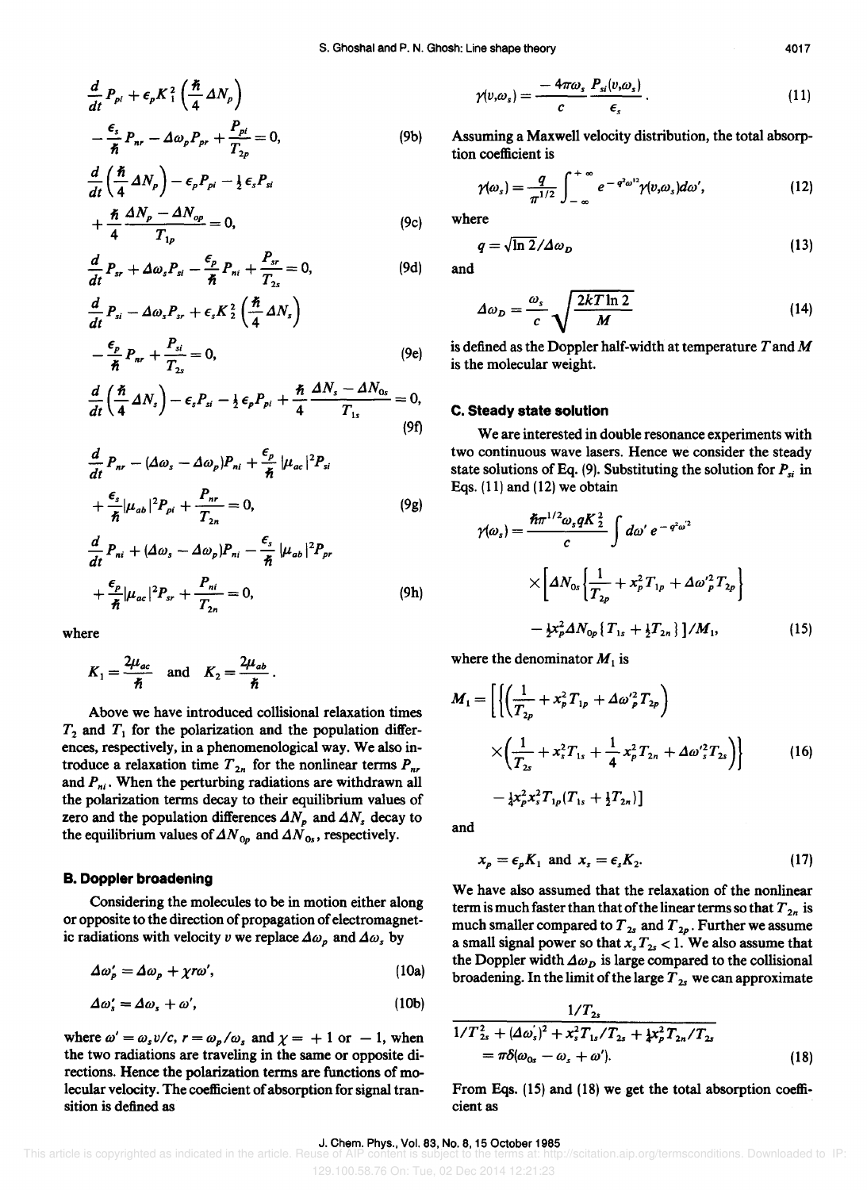$$\frac{d}{dt}P_{pi} + \epsilon_p K_1^2\left(\frac{\hbar}{4}\Delta N_p\right) - \frac{\epsilon_s}{\hbar}P_{nr} - \Delta\omega_p P_{pr} + \frac{P_{pi}}{T_{2p}} = 0, \tag{9b}$$

$$\frac{d}{dt}\left(\frac{\hbar}{4}\Delta N_p\right) - \epsilon_p P_{pi} - \tfrac{1}{2}\epsilon_s P_{si} + \frac{\hbar}{4}\frac{\Delta N_p - \Delta N_{op}}{T_{1p}} = 0, \tag{9c}$$

$$\frac{d}{dt}P_{sr} + \Delta\omega_s P_{si} - \frac{\epsilon_p}{\hbar}P_{ni} + \frac{P_{sr}}{T_{2s}} = 0, \tag{9d}$$

$$\frac{d}{dt}P_{si} - \Delta\omega_s P_{sr} + \epsilon_s K_2^2\left(\frac{\hbar}{4}\Delta N_s\right) - \frac{\epsilon_p}{\hbar}P_{nr} + \frac{P_{si}}{T_{2s}} = 0, \tag{9e}$$

$$\frac{d}{dt}\left(\frac{\hbar}{4}\Delta N_s\right) - \epsilon_s P_{si} - \tfrac{1}{2}\epsilon_p P_{pi} + \frac{\hbar}{4}\frac{\Delta N_s - \Delta N_{0s}}{T_{1s}} = 0, \tag{9f}$$

$$\frac{d}{dt}P_{nr} - (\Delta\omega_s - \Delta\omega_p)P_{ni} + \frac{\epsilon_p}{\hbar}|\mu_{ac}|^2 P_{si} + \frac{\epsilon_s}{\hbar}|\mu_{ab}|^2 P_{pi} + \frac{P_{nr}}{T_{2n}} = 0, \tag{9g}$$

$$\frac{d}{dt}P_{ni} + (\Delta\omega_s - \Delta\omega_p)P_{ni} - \frac{\epsilon_s}{\hbar}|\mu_{ab}|^2 P_{pr} + \frac{\epsilon_p}{\hbar}|\mu_{ac}|^2 P_{sr} + \frac{P_{ni}}{T_{2n}} = 0, \tag{9h}$$

where

$$K_1 = \frac{2\mu_{ac}}{\hbar} \quad \text{and} \quad K_2 = \frac{2\mu_{ab}}{\hbar}.$$

Above we have introduced collisional relaxation times $T_2$ and $T_1$ for the polarization and the population differences, respectively, in a phenomenological way. We also introduce a relaxation time $T_{2n}$ for the nonlinear terms $P_{nr}$ and $P_{ni}$. When the perturbing radiations are withdrawn all the polarization terms decay to their equilibrium values of zero and the population differences $\Delta N_p$ and $\Delta N_s$ decay to the equilibrium values of $\Delta N_{0p}$ and $\Delta N_{0s}$, respectively.

### B. Doppler broadening

Considering the molecules to be in motion either along or opposite to the direction of propagation of electromagnetic radiations with velocity $v$ we replace $\Delta\omega_p$ and $\Delta\omega_s$ by

$$\Delta\omega_p' = \Delta\omega_p + \chi r\omega', \tag{10a}$$

$$\Delta\omega_s' = \Delta\omega_s + \omega', \tag{10b}$$

where $\omega' = \omega_s v/c$, $r = \omega_p/\omega_s$ and $\chi = +1$ or $-1$, when the two radiations are traveling in the same or opposite directions. Hence the polarization terms are functions of molecular velocity. The coefficient of absorption for signal transition is defined as

$$\gamma(v,\omega_s) = \frac{-4\pi\omega_s}{c}\frac{P_{si}(v,\omega_s)}{\epsilon_s}. \tag{11}$$

Assuming a Maxwell velocity distribution, the total absorption coefficient is

$$\gamma(\omega_s) = \frac{q}{\pi^{1/2}}\int_{-\infty}^{+\infty} e^{-q^2\omega'^2}\gamma(v,\omega_s)d\omega', \tag{12}$$

where

$$q = \sqrt{\ln 2}/\Delta\omega_D \tag{13}$$

and

$$\Delta\omega_D = \frac{\omega_s}{c}\sqrt{\frac{2kT\ln 2}{M}} \tag{14}$$

is defined as the Doppler half-width at temperature $T$ and $M$ is the molecular weight.

### C. Steady state solution

We are interested in double resonance experiments with two continuous wave lasers. Hence we consider the steady state solutions of Eq. (9). Substituting the solution for $P_{si}$ in Eqs. (11) and (12) we obtain

$$\gamma(\omega_s) = \frac{\hbar\pi^{1/2}\omega_s q K_2^2}{c}\int d\omega'\, e^{-q^2\omega'^2} \times\left[\Delta N_{0s}\left\{\frac{1}{T_{2p}} + x_p^2 T_{1p} + \Delta\omega_p'^2 T_{2p}\right\} - \tfrac{1}{2}x_p^2\Delta N_{0p}\{T_{1s} + \tfrac{1}{2}T_{2n}\}\right]/M_1, \tag{15}$$

where the denominator $M_1$ is

$$M_1 = \left[\left\{\left(\frac{1}{T_{2p}} + x_p^2 T_{1p} + \Delta\omega_p'^2 T_{2p}\right)\times\left(\frac{1}{T_{2s}} + x_s^2 T_{1s} + \frac{1}{4}x_p^2 T_{2n} + \Delta\omega_s'^2 T_{2s}\right)\right\} - \tfrac{1}{4}x_p^2 x_s^2 T_{1p}(T_{1s} + \tfrac{1}{2}T_{2n})\right] \tag{16}$$

and

$$x_p = \epsilon_p K_1 \quad \text{and} \quad x_s = \epsilon_s K_2. \tag{17}$$

We have also assumed that the relaxation of the nonlinear term is much faster than that of the linear terms so that $T_{2n}$ is much smaller compared to $T_{2s}$ and $T_{2p}$. Further we assume a small signal power so that $x_s T_{2s} < 1$. We also assume that the Doppler width $\Delta\omega_D$ is large compared to the collisional broadening. In the limit of the large $T_{2s}$ we can approximate

$$\frac{1/T_{2s}}{1/T_{2s}^2 + (\Delta\omega_s')^2 + x_s^2 T_{1s}/T_{2s} + \frac{1}{4}x_p^2 T_{2n}/T_{2s}} = \pi\delta(\omega_{0s} - \omega_s + \omega'). \tag{18}$$

From Eqs. (15) and (18) we get the total absorption coefficient as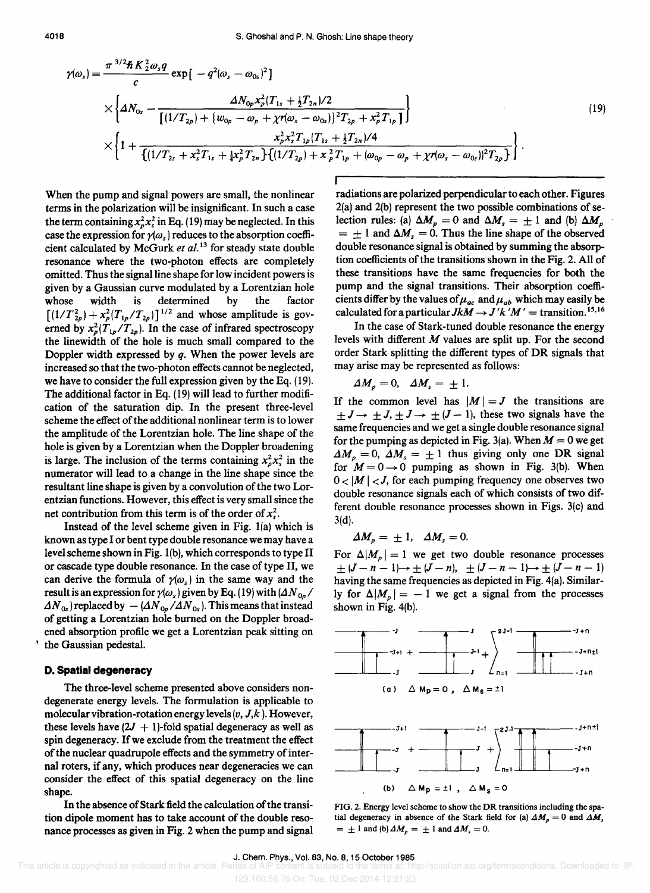$$
\gamma(\omega_s) = \frac{\pi^{3/2}\hbar K_2^2 \omega_s q}{c} \exp[-q^2(\omega_s - \omega_{0s})^2]
\times \left\{ \Delta N_{0s} - \frac{\Delta N_{0p} x_p^2 (T_{1s} + \frac{1}{2}T_{2n})/2}{[(1/T_{2p}) + \{w_{0p} - \omega_p + \chi r(\omega_s - \omega_{0s})\}^2 T_{2p} + x_p^2 T_{1p}]} \right\}
\times \left\{ 1 + \frac{x_p^2 x_s^2 T_{1p}(T_{1s} + \frac{1}{2}T_{2n})/4}{\{(1/T_{2s} + x_s^2 T_{1s} + \frac{1}{4}x_p^2 T_{2n}\}\{(1/T_{2p}) + x_p^2 T_{1p} + (\omega_{0p} - \omega_p + \chi r(\omega_s - \omega_{0s}))^2 T_{2p}\}} \right\}. \tag{19}
$$

When the pump and signal powers are small, the nonlinear terms in the polarization will be insignificant. In such a case the term containing $x_p^2 x_s^2$ in Eq. (19) may be neglected. In this case the expression for $\gamma(\omega_s)$ reduces to the absorption coefficient calculated by McGurk *et al.*[13] for steady state double resonance where the two-photon effects are completely omitted. Thus the signal line shape for low incident powers is given by a Gaussian curve modulated by a Lorentzian hole whose width is determined by the factor $[(1/T_{2p}^2) + x_p^2(T_{1p}/T_{2p})]^{1/2}$ and whose amplitude is governed by $x_p^2(T_{1p}/T_{2p})$. In the case of infrared spectroscopy the linewidth of the hole is much small compared to the Doppler width expressed by $q$. When the power levels are increased so that the two-photon effects cannot be neglected, we have to consider the full expression given by the Eq. (19). The additional factor in Eq. (19) will lead to further modification of the saturation dip. In the present three-level scheme the effect of the additional nonlinear term is to lower the amplitude of the Lorentzian hole. The line shape of the hole is given by a Lorentzian when the Doppler broadening is large. The inclusion of the terms containing $x_p^2 x_s^2$ in the numerator will lead to a change in the line shape since the resultant line shape is given by a convolution of the two Lorentzian functions. However, this effect is very small since the net contribution from this term is of the order of $x_s^2$.

Instead of the level scheme given in Fig. 1(a) which is known as type I or bent type double resonance we may have a level scheme shown in Fig. 1(b), which corresponds to type II or cascade type double resonance. In the case of type II, we can derive the formula of $\gamma(\omega_s)$ in the same way and the result is an expression for $\gamma(\omega_s)$ given by Eq. (19) with $(\Delta N_{0p}/\Delta N_{0s})$ replaced by $-(\Delta N_{0p}/\Delta N_{0s})$. This means that instead of getting a Lorentzian hole burned on the Doppler broadened absorption profile we get a Lorentzian peak sitting on the Gaussian pedestal.

## D. Spatial degeneracy

The three-level scheme presented above considers nondegenerate energy levels. The formulation is applicable to molecular vibration-rotation energy levels $(v, J, k)$. However, these levels have $(2J+1)$-fold spatial degeneracy as well as spin degeneracy. If we exclude from the treatment the effect of the nuclear quadrupole effects and the symmetry of internal roters, if any, which produces near degeneracies we can consider the effect of this spatial degeneracy on the line shape.

In the absence of Stark field the calculation of the transition dipole moment has to take account of the double resonance processes as given in Fig. 2 when the pump and signal radiations are polarized perpendicular to each other. Figures 2(a) and 2(b) represent the two possible combinations of selection rules: (a) $\Delta M_p = 0$ and $\Delta M_s = \pm 1$ and (b) $\Delta M_p = \pm 1$ and $\Delta M_s = 0$. Thus the line shape of the observed double resonance signal is obtained by summing the absorption coefficients of the transitions shown in the Fig. 2. All of these transitions have the same frequencies for both the pump and the signal transitions. Their absorption coefficients differ by the values of $\mu_{ac}$ and $\mu_{ab}$ which may easily be calculated for a particular $JkM \rightarrow J'k'M' =$ transition.[15,16]

In the case of Stark-tuned double resonance the energy levels with different $M$ values are split up. For the second order Stark splitting the different types of DR signals that may arise may be represented as follows:

$$\Delta M_p = 0, \quad \Delta M_s = \pm 1.$$

If the common level has $|M| = J$ the transitions are $\pm J \rightarrow \pm J, \pm J \rightarrow \pm (J-1)$, these two signals have the same frequencies and we get a single double resonance signal for the pumping as depicted in Fig. 3(a). When $M = 0$ we get $\Delta M_p = 0$, $\Delta M_s = \pm 1$ thus giving only one DR signal for $M = 0 \rightarrow 0$ pumping as shown in Fig. 3(b). When $0 < |M| < J$, for each pumping frequency one observes two double resonance signals each of which consists of two different double resonance processes shown in Figs. 3(c) and 3(d).

$$\Delta M_p = \pm 1, \quad \Delta M_s = 0.$$

For $\Delta|M_p| = 1$ we get two double resonance processes $\pm(J-n-1) \rightarrow \pm(J-n)$, $\pm(J-n-1) \rightarrow \pm(J-n-1)$ having the same frequencies as depicted in Fig. 4(a). Similarly for $\Delta|M_p| = -1$ we get a signal from the processes shown in Fig. 4(b).

FIG. 2. Energy level scheme to show the DR transitions including the spatial degeneracy in absence of the Stark field for (a) $\Delta M_p = 0$ and $\Delta M_s = \pm 1$ and (b) $\Delta M_p = \pm 1$ and $\Delta M_s = 0$.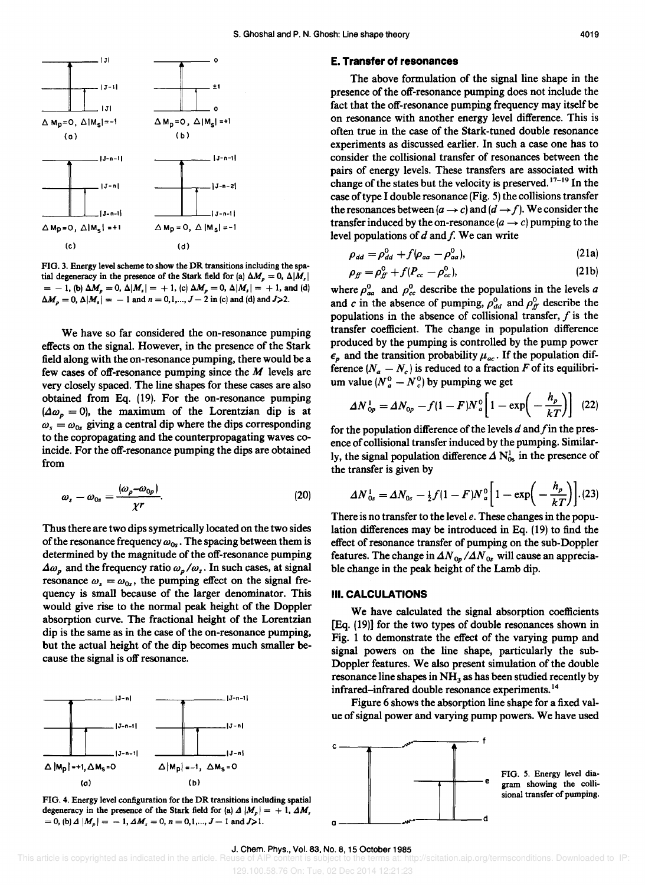FIG. 3. Energy level scheme to show the DR transitions including the spatial degeneracy in the presence of the Stark field for (a) $\Delta M_p = 0$, $\Delta|M_s| = -1$, (b) $\Delta M_p = 0$, $\Delta|M_s| = +1$, (c) $\Delta M_p = 0$, $\Delta|M_s| = +1$, and (d) $\Delta M_p = 0$, $\Delta|M_s| = -1$ and $n = 0,1,..., J-2$ in (c) and (d) and $J > 2$.

We have so far considered the on-resonance pumping effects on the signal. However, in the presence of the Stark field along with the on-resonance pumping, there would be a few cases of off-resonance pumping since the $M$ levels are very closely spaced. The line shapes for these cases are also obtained from Eq. (19). For the on-resonance pumping ($\Delta\omega_p = 0$), the maximum of the Lorentzian dip is at $\omega_s = \omega_{0s}$ giving a central dip where the dips corresponding to the copropagating and the counterpropagating waves coincide. For the off-resonance pumping the dips are obtained from

$$\omega_s - \omega_{0s} = \frac{(\omega_p - \omega_{0p})}{\chi r}. \tag{20}$$

Thus there are two dips symmetrically located on the two sides of the resonance frequency $\omega_{0s}$. The spacing between them is determined by the magnitude of the off-resonance pumping $\Delta\omega_p$ and the frequency ratio $\omega_p/\omega_s$. In such cases, at signal resonance $\omega_s = \omega_{0s}$, the pumping effect on the signal frequency is small because of the larger denominator. This would give rise to the normal peak height of the Doppler absorption curve. The fractional height of the Lorentzian dip is the same as in the case of the on-resonance pumping, but the actual height of the dip becomes much smaller because the signal is off resonance.

FIG. 4. Energy level configuration for the DR transitions including spatial degeneracy in the presence of the Stark field for (a) $\Delta|M_p| = +1$, $\Delta M_s = 0$, (b) $\Delta|M_p| = -1$, $\Delta M_s = 0$, $n = 0,1,..., J-1$ and $J > 1$.

### E. Transfer of resonances

The above formulation of the signal line shape in the presence of the off-resonance pumping does not include the fact that the off-resonance pumping frequency may itself be on resonance with another energy level difference. This is often true in the case of the Stark-tuned double resonance experiments as discussed earlier. In such a case one has to consider the collisional transfer of resonances between the pairs of energy levels. These transfers are associated with change of the states but the velocity is preserved.[17-19] In the case of type I double resonance (Fig. 5) the collisions transfer the resonances between ($a \to c$) and ($d \to f$). We consider the transfer induced by the on-resonance ($a \to c$) pumping to the level populations of $d$ and $f$. We can write

$$\rho_{dd} = \rho_{dd}^0 + f(\rho_{aa} - \rho_{aa}^0), \tag{21a}$$

$$\rho_{ff} = \rho_{ff}^0 + f(P_{cc} - \rho_{cc}^0), \tag{21b}$$

where $\rho_{aa}^0$ and $\rho_{cc}^0$ describe the populations in the levels $a$ and $c$ in the absence of pumping, $\rho_{dd}^0$ and $\rho_{ff}^0$ describe the populations in the absence of collisional transfer, $f$ is the transfer coefficient. The change in population difference produced by the pumping is controlled by the pump power $\epsilon_p$ and the transition probability $\mu_{ac}$. If the population difference $(N_a - N_c)$ is reduced to a fraction $F$ of its equilibrium value $(N_a^0 - N_c^0)$ by pumping we get

$$\Delta N_{0p}^1 = \Delta N_{0p} - f(1-F)N_a^0\left[1 - \exp\left(-\frac{h_p}{kT}\right)\right] \tag{22}$$

for the population difference of the levels $d$ and $f$ in the presence of collisional transfer induced by the pumping. Similarly, the signal population difference $\Delta N_{0s}^1$ in the presence of the transfer is given by

$$\Delta N_{0s}^1 = \Delta N_{0s} - \tfrac{1}{2}f(1-F)N_a^0\left[1 - \exp\left(-\frac{h_p}{kT}\right)\right]. \tag{23}$$

There is no transfer to the level $e$. These changes in the population differences may be introduced in Eq. (19) to find the effect of resonance transfer of pumping on the sub-Doppler features. The change in $\Delta N_{0p}/\Delta N_{0s}$ will cause an appreciable change in the peak height of the Lamb dip.

## III. CALCULATIONS

We have calculated the signal absorption coefficients [Eq. (19)] for the two types of double resonances shown in Fig. 1 to demonstrate the effect of the varying pump and signal powers on the line shape, particularly the sub-Doppler features. We also present simulation of the double resonance line shapes in $NH_3$ as has been studied recently by infrared–infrared double resonance experiments.[14]

Figure 6 shows the absorption line shape for a fixed value of signal power and varying pump powers. We have used

FIG. 5. Energy level diagram showing the collisional transfer of pumping.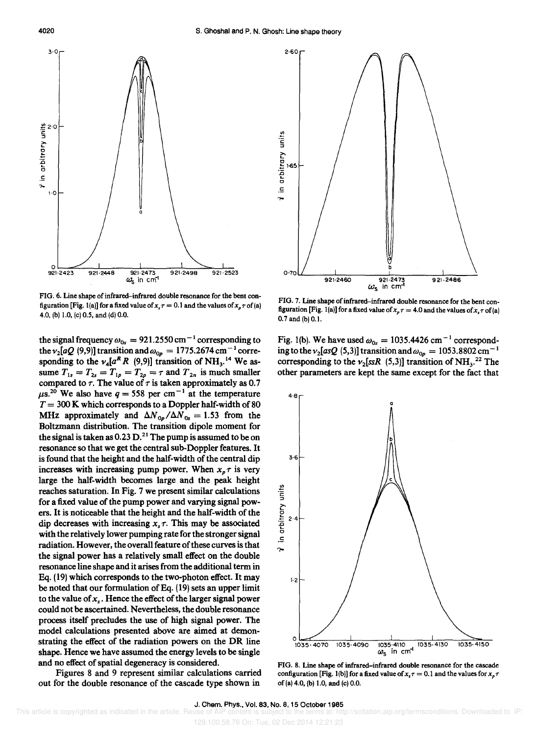FIG. 6. Line shape of infrared–infrared double resonance for the bent configuration [Fig. 1(a)] for a fixed value of $x_s\tau = 0.1$ and the values of $x_p\tau$ of (a) 4.0, (b) 1.0, (c) 0.5, and (d) 0.0.

FIG. 7. Line shape of infrared–infrared double resonance for the bent configuration [Fig. 1(a)] for a fixed value of $x_p\tau = 4.0$ and the values of $x_s\tau$ of (a) 0.7 and (b) 0.1.

the signal frequency $\omega_{0s} = 921.2550\ \text{cm}^{-1}$ corresponding to the $\nu_2[aQ\ (9,9)]$ transition and $\omega_{0p} = 1775.2674\ \text{cm}^{-1}$ corresponding to the $\nu_4[a^R R\ (9,9)]$ transition of $NH_3$.[14] We assume $T_{1s} = T_{2s} = T_{1p} = T_{2p} = \tau$ and $T_{2n}$ is much smaller compared to $\tau$. The value of $\tau$ is taken approximately as 0.7 $\mu$s.[20] We also have $q = 558$ per $\text{cm}^{-1}$ at the temperature $T = 300$ K which corresponds to a Doppler half-width of 80 MHz approximately and $\Delta N_{0p}/\Delta N_{0s} = 1.53$ from the Boltzmann distribution. The transition dipole moment for the signal is taken as 0.23 D.[21] The pump is assumed to be on resonance so that we get the central sub-Doppler features. It is found that the height and the half-width of the central dip increases with increasing pump power. When $x_p\tau$ is very large the half-width becomes large and the peak height reaches saturation. In Fig. 7 we present similar calculations for a fixed value of the pump power and varying signal powers. It is noticeable that the height and the half-width of the dip decreases with increasing $x_s\tau$. This may be associated with the relatively lower pumping rate for the stronger signal radiation. However, the overall feature of these curves is that the signal power has a relatively small effect on the double resonance line shape and it arises from the additional term in Eq. (19) which corresponds to the two-photon effect. It may be noted that our formulation of Eq. (19) sets an upper limit to the value of $x_s$. Hence the effect of the larger signal power could not be ascertained. Nevertheless, the double resonance process itself precludes the use of high signal power. The model calculations presented above are aimed at demonstrating the effect of the radiation powers on the DR line shape. Hence we have assumed the energy levels to be single and no effect of spatial degeneracy is considered.

Figures 8 and 9 represent similar calculations carried out for the double resonance of the cascade type shown in Fig. 1(b). We have used $\omega_{0s} = 1035.4426\ \text{cm}^{-1}$ corresponding to the $\nu_2[asQ\ (5,3)]$ transition and $\omega_{0p} = 1053.8802\ \text{cm}^{-1}$ corresponding to the $\nu_2[ssR\ (5,3)]$ transition of $NH_3$.[22] The other parameters are kept the same except for the fact that

FIG. 8. Line shape of infrared–infrared double resonance for the cascade configuration [Fig. 1(b)] for a fixed value of $x_s\tau = 0.1$ and the values for $x_p\tau$ of (a) 4.0, (b) 1.0, and (c) 0.0.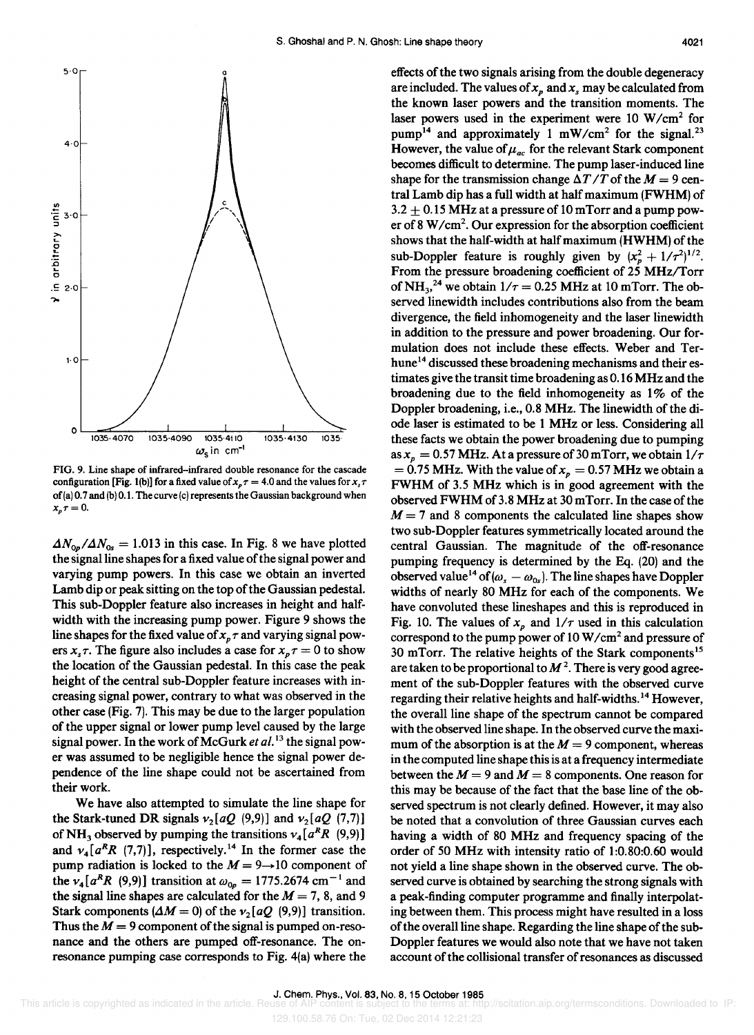FIG. 9. Line shape of infrared–infrared double resonance for the cascade configuration [Fig. 1(b)] for a fixed value of $x_p \tau = 4.0$ and the values for $x_s \tau$ of (a) 0.7 and (b) 0.1. The curve (c) represents the Gaussian background when $x_p \tau = 0$.

$\Delta N_{0p}/\Delta N_{0s} = 1.013$ in this case. In Fig. 8 we have plotted the signal line shapes for a fixed value of the signal power and varying pump powers. In this case we obtain an inverted Lamb dip or peak sitting on the top of the Gaussian pedestal. This sub-Doppler feature also increases in height and half-width with the increasing pump power. Figure 9 shows the line shapes for the fixed value of $x_p \tau$ and varying signal powers $x_s \tau$. The figure also includes a case for $x_p \tau = 0$ to show the location of the Gaussian pedestal. In this case the peak height of the central sub-Doppler feature increases with increasing signal power, contrary to what was observed in the other case (Fig. 7). This may be due to the larger population of the upper signal or lower pump level caused by the large signal power. In the work of McGurk *et al.*[13] the signal power was assumed to be negligible hence the signal power dependence of the line shape could not be ascertained from their work.

We have also attempted to simulate the line shape for the Stark-tuned DR signals $\nu_2[aQ\ (9,9)]$ and $\nu_2[aQ\ (7,7)]$ of $NH_3$ observed by pumping the transitions $\nu_4[a^R R\ (9,9)]$ and $\nu_4[a^R R\ (7,7)]$, respectively.[14] In the former case the pump radiation is locked to the $M = 9 \rightarrow 10$ component of the $\nu_4[a^R R\ (9,9)]$ transition at $\omega_{0p} = 1775.2674\ \mathrm{cm}^{-1}$ and the signal line shapes are calculated for the $M = 7$, 8, and 9 Stark components ($\Delta M = 0$) of the $\nu_2[aQ\ (9,9)]$ transition. Thus the $M = 9$ component of the signal is pumped on-resonance and the others are pumped off-resonance. The on-resonance pumping case corresponds to Fig. 4(a) where the effects of the two signals arising from the double degeneracy are included. The values of $x_p$ and $x_s$ may be calculated from the known laser powers and the transition moments. The laser powers used in the experiment were 10 W/cm$^2$ for pump[14] and approximately 1 mW/cm$^2$ for the signal.[23] However, the value of $\mu_{ac}$ for the relevant Stark component becomes difficult to determine. The pump laser-induced line shape for the transmission change $\Delta T/T$ of the $M = 9$ central Lamb dip has a full width at half maximum (FWHM) of $3.2 \pm 0.15$ MHz at a pressure of 10 mTorr and a pump power of 8 W/cm$^2$. Our expression for the absorption coefficient shows that the half-width at half maximum (HWHM) of the sub-Doppler feature is roughly given by $(x_p^2 + 1/\tau^2)^{1/2}$. From the pressure broadening coefficient of 25 MHz/Torr of $NH_3$,[24] we obtain $1/\tau = 0.25$ MHz at 10 mTorr. The observed linewidth includes contributions also from the beam divergence, the field inhomogeneity and the laser linewidth in addition to the pressure and power broadening. Our formulation does not include these effects. Weber and Terhune[14] discussed these broadening mechanisms and their estimates give the transit time broadening as 0.16 MHz and the broadening due to the field inhomogeneity as 1% of the Doppler broadening, i.e., 0.8 MHz. The linewidth of the diode laser is estimated to be 1 MHz or less. Considering all these facts we obtain the power broadening due to pumping as $x_p = 0.57$ MHz. At a pressure of 30 mTorr, we obtain $1/\tau = 0.75$ MHz. With the value of $x_p = 0.57$ MHz we obtain a FWHM of 3.5 MHz which is in good agreement with the observed FWHM of 3.8 MHz at 30 mTorr. In the case of the $M = 7$ and 8 components the calculated line shapes show two sub-Doppler features symmetrically located around the central Gaussian. The magnitude of the off-resonance pumping frequency is determined by the Eq. (20) and the observed value[14] of $(\omega_s - \omega_{0s})$. The line shapes have Doppler widths of nearly 80 MHz for each of the components. We have convoluted these lineshapes and this is reproduced in Fig. 10. The values of $x_p$ and $1/\tau$ used in this calculation correspond to the pump power of 10 W/cm$^2$ and pressure of 30 mTorr. The relative heights of the Stark components[15] are taken to be proportional to $M^2$. There is very good agreement of the sub-Doppler features with the observed curve regarding their relative heights and half-widths.[14] However, the overall line shape of the spectrum cannot be compared with the observed line shape. In the observed curve the maximum of the absorption is at the $M = 9$ component, whereas in the computed line shape this is at a frequency intermediate between the $M = 9$ and $M = 8$ components. One reason for this may be because of the fact that the base line of the observed spectrum is not clearly defined. However, it may also be noted that a convolution of three Gaussian curves each having a width of 80 MHz and frequency spacing of the order of 50 MHz with intensity ratio of 1:0.80:0.60 would not yield a line shape shown in the observed curve. The observed curve is obtained by searching the strong signals with a peak-finding computer programme and finally interpolating between them. This process might have resulted in a loss of the overall line shape. Regarding the line shape of the sub-Doppler features we would also note that we have not taken account of the collisional transfer of resonances as discussed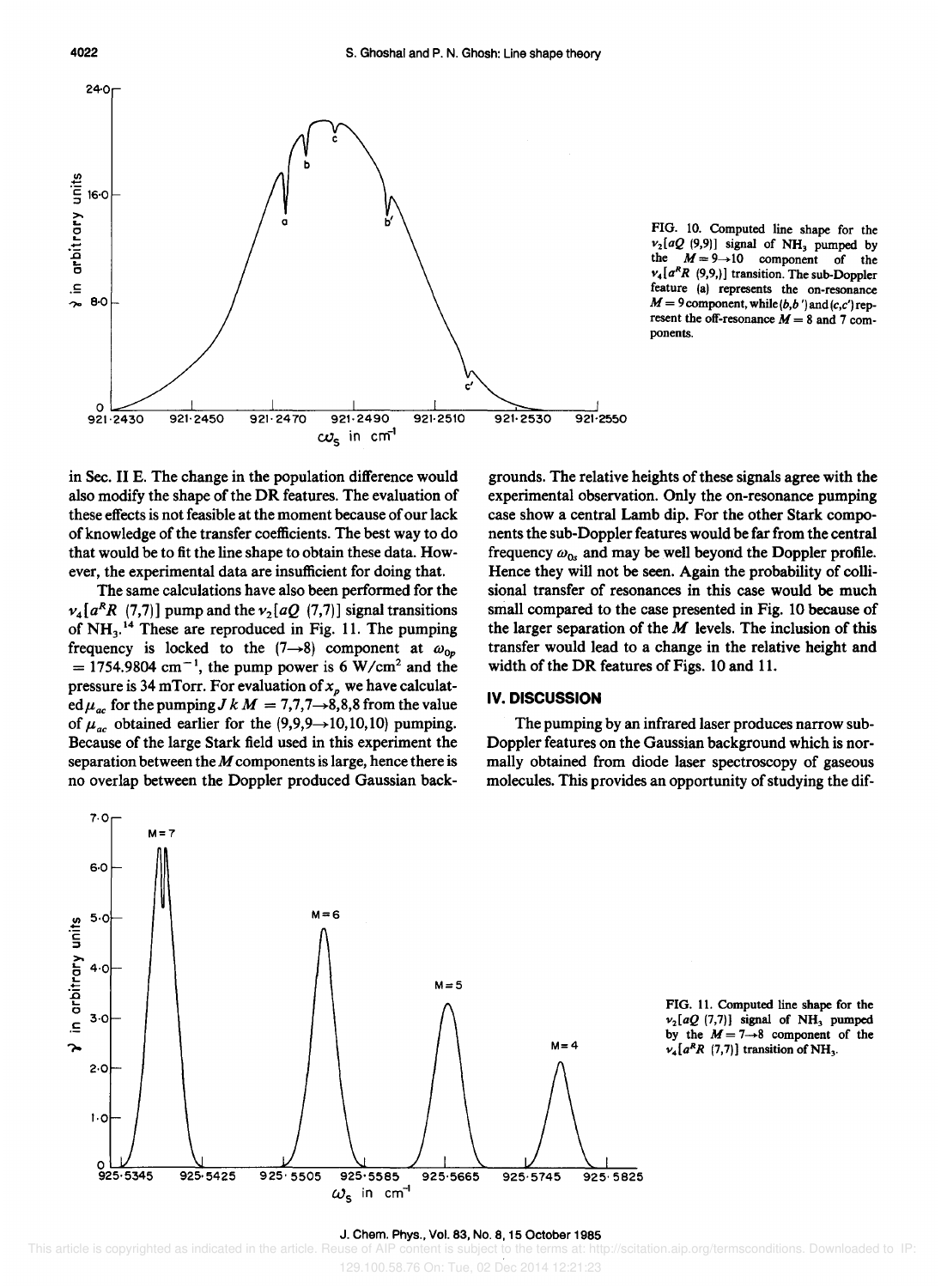FIG. 10. Computed line shape for the $\nu_2[aQ\ (9,9)]$ signal of $NH_3$ pumped by the $M = 9 \rightarrow 10$ component of the $\nu_4[a^R R\ (9,9,)]$ transition. The sub-Doppler feature (a) represents the on-resonance $M = 9$ component, while $(b,b')$ and $(c,c')$ represent the off-resonance $M = 8$ and 7 components.

in Sec. II E. The change in the population difference would also modify the shape of the DR features. The evaluation of these effects is not feasible at the moment because of our lack of knowledge of the transfer coefficients. The best way to do that would be to fit the line shape to obtain these data. However, the experimental data are insufficient for doing that.

The same calculations have also been performed for the $\nu_4[a^R R\ (7,7)]$ pump and the $\nu_2[aQ\ (7,7)]$ signal transitions of $NH_3$.[14] These are reproduced in Fig. 11. The pumping frequency is locked to the $(7 \rightarrow 8)$ component at $\omega_{0p} = 1754.9804\ \text{cm}^{-1}$, the pump power is 6 W/cm$^2$ and the pressure is 34 mTorr. For evaluation of $x_p$ we have calculated $\mu_{ac}$ for the pumping $J\ k\ M = 7,7,7 \rightarrow 8,8,8$ from the value of $\mu_{ac}$ obtained earlier for the $(9,9,9 \rightarrow 10,10,10)$ pumping. Because of the large Stark field used in this experiment the separation between the $M$ components is large, hence there is no overlap between the Doppler produced Gaussian backgrounds. The relative heights of these signals agree with the experimental observation. Only the on-resonance pumping case show a central Lamb dip. For the other Stark components the sub-Doppler features would be far from the central frequency $\omega_{0s}$ and may be well beyond the Doppler profile. Hence they will not be seen. Again the probability of collisional transfer of resonances in this case would be much small compared to the case presented in Fig. 10 because of the larger separation of the $M$ levels. The inclusion of this transfer would lead to a change in the relative height and width of the DR features of Figs. 10 and 11.

## IV. DISCUSSION

The pumping by an infrared laser produces narrow sub-Doppler features on the Gaussian background which is normally obtained from diode laser spectroscopy of gaseous molecules. This provides an opportunity of studying the dif-

FIG. 11. Computed line shape for the $\nu_2[aQ\ (7,7)]$ signal of $NH_3$ pumped by the $M = 7 \rightarrow 8$ component of the $\nu_4[a^R R\ (7,7)]$ transition of $NH_3$.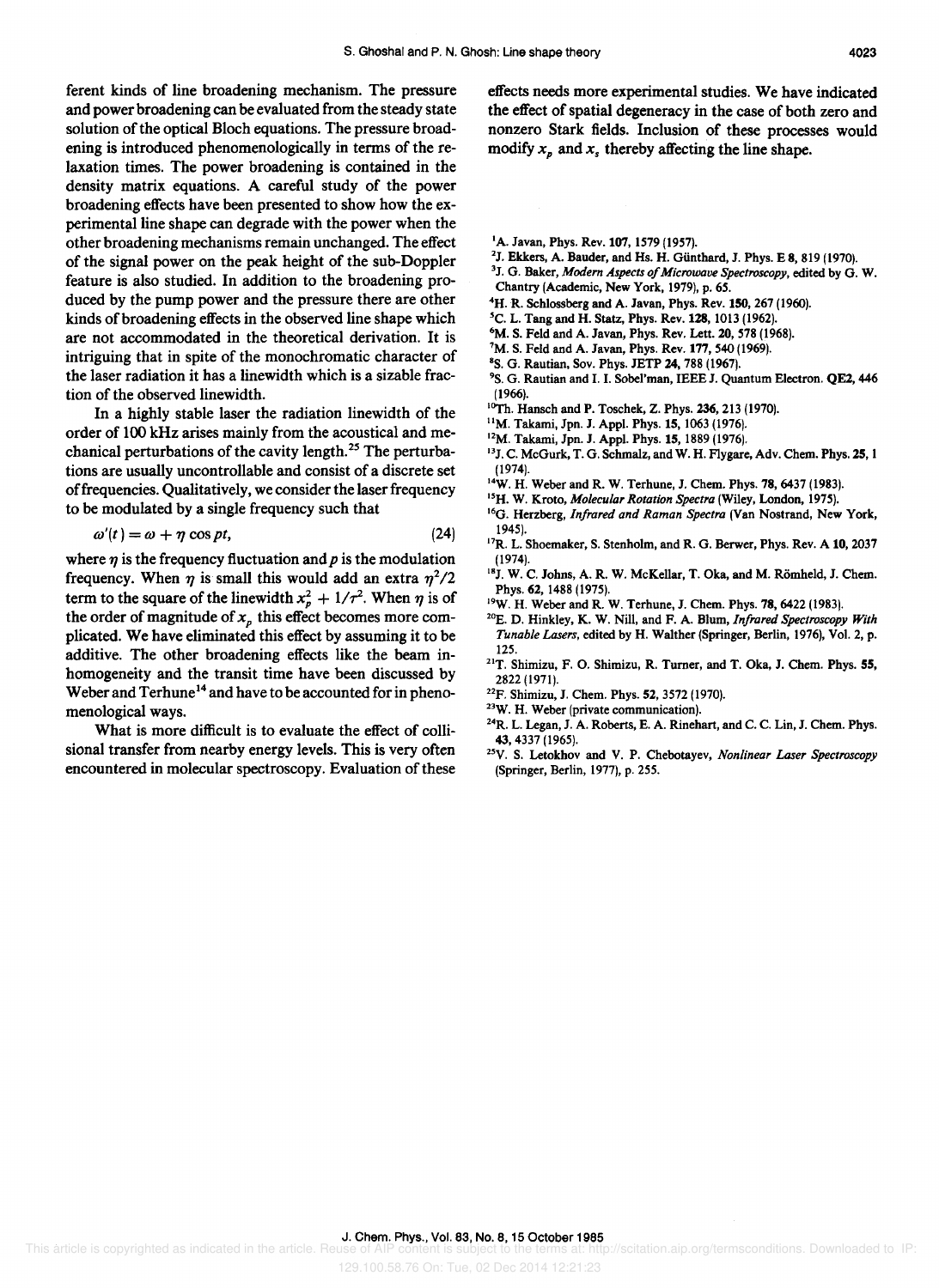ferent kinds of line broadening mechanism. The pressure and power broadening can be evaluated from the steady state solution of the optical Bloch equations. The pressure broadening is introduced phenomenologically in terms of the relaxation times. The power broadening is contained in the density matrix equations. A careful study of the power broadening effects have been presented to show how the experimental line shape can degrade with the power when the other broadening mechanisms remain unchanged. The effect of the signal power on the peak height of the sub-Doppler feature is also studied. In addition to the broadening produced by the pump power and the pressure there are other kinds of broadening effects in the observed line shape which are not accommodated in the theoretical derivation. It is intriguing that in spite of the monochromatic character of the laser radiation it has a linewidth which is a sizable fraction of the observed linewidth.

In a highly stable laser the radiation linewidth of the order of 100 kHz arises mainly from the acoustical and mechanical perturbations of the cavity length.[25] The perturbations are usually uncontrollable and consist of a discrete set of frequencies. Qualitatively, we consider the laser frequency to be modulated by a single frequency such that

$$\omega'(t) = \omega + \eta \cos pt, \tag{24}$$

where $\eta$ is the frequency fluctuation and $p$ is the modulation frequency. When $\eta$ is small this would add an extra $\eta^2/2$ term to the square of the linewidth $x_p^2 + 1/\tau^2$. When $\eta$ is of the order of magnitude of $x_p$ this effect becomes more complicated. We have eliminated this effect by assuming it to be additive. The other broadening effects like the beam inhomogeneity and the transit time have been discussed by Weber and Terhune[14] and have to be accounted for in phenomenological ways.

What is more difficult is to evaluate the effect of collisional transfer from nearby energy levels. This is very often encountered in molecular spectroscopy. Evaluation of these effects needs more experimental studies. We have indicated the effect of spatial degeneracy in the case of both zero and nonzero Stark fields. Inclusion of these processes would modify $x_p$ and $x_s$ thereby affecting the line shape.

[1] A. Javan, Phys. Rev. **107**, 1579 (1957).
[2] J. Ekkers, A. Bauder, and Hs. H. Günthard, J. Phys. E **8**, 819 (1970).
[3] J. G. Baker, *Modern Aspects of Microwave Spectroscopy*, edited by G. W. Chantry (Academic, New York, 1979), p. 65.
[4] H. R. Schlossberg and A. Javan, Phys. Rev. **150**, 267 (1960).
[5] C. L. Tang and H. Statz, Phys. Rev. **128**, 1013 (1962).
[6] M. S. Feld and A. Javan, Phys. Rev. Lett. **20**, 578 (1968).
[7] M. S. Feld and A. Javan, Phys. Rev. **177**, 540 (1969).
[8] S. G. Rautian, Sov. Phys. JETP **24**, 788 (1967).
[9] S. G. Rautian and I. I. Sobel'man, IEEE J. Quantum Electron. **QE2**, 446 (1966).
[10] Th. Hansch and P. Toschek, Z. Phys. **236**, 213 (1970).
[11] M. Takami, Jpn. J. Appl. Phys. **15**, 1063 (1976).
[12] M. Takami, Jpn. J. Appl. Phys. **15**, 1889 (1976).
[13] J. C. McGurk, T. G. Schmalz, and W. H. Flygare, Adv. Chem. Phys. **25**, 1 (1974).
[14] W. H. Weber and R. W. Terhune, J. Chem. Phys. **78**, 6437 (1983).
[15] H. W. Kroto, *Molecular Rotation Spectra* (Wiley, London, 1975).
[16] G. Herzberg, *Infrared and Raman Spectra* (Van Nostrand, New York, 1945).
[17] R. L. Shoemaker, S. Stenholm, and R. G. Berwer, Phys. Rev. A **10**, 2037 (1974).
[18] J. W. C. Johns, A. R. W. McKellar, T. Oka, and M. Römheld, J. Chem. Phys. **62**, 1488 (1975).
[19] W. H. Weber and R. W. Terhune, J. Chem. Phys. **78**, 6422 (1983).
[20] E. D. Hinkley, K. W. Nill, and F. A. Blum, *Infrared Spectroscopy With Tunable Lasers*, edited by H. Walther (Springer, Berlin, 1976), Vol. 2, p. 125.
[21] T. Shimizu, F. O. Shimizu, R. Turner, and T. Oka, J. Chem. Phys. **55**, 2822 (1971).
[22] F. Shimizu, J. Chem. Phys. **52**, 3572 (1970).
[23] W. H. Weber (private communication).
[24] R. L. Legan, J. A. Roberts, E. A. Rinehart, and C. C. Lin, J. Chem. Phys. **43**, 4337 (1965).
[25] V. S. Letokhov and V. P. Chebotayev, *Nonlinear Laser Spectroscopy* (Springer, Berlin, 1977), p. 255.